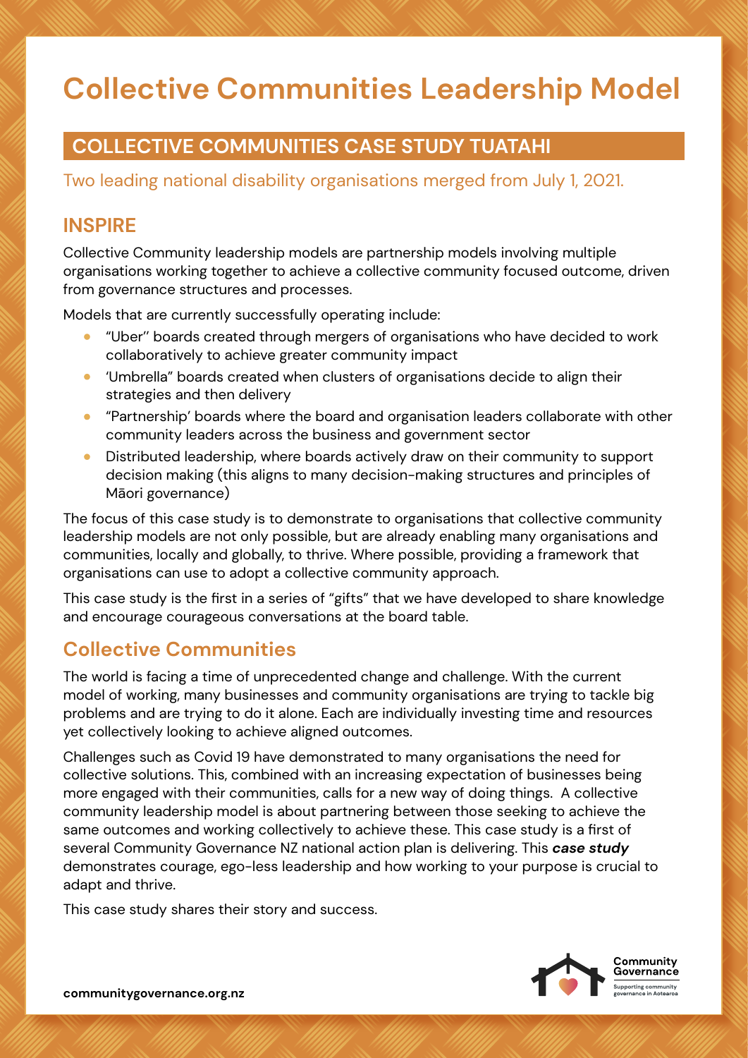# Collective Communities Leadership Model

## COLLECTIVE COMMUNITIES CASE STUDY TUATAHI

Two leading national disability organisations merged from July 1, 2021.

## INSPIRE

Collective Community leadership models are partnership models involving multiple organisations working together to achieve a collective community focused outcome, driven from governance structures and processes.

Models that are currently successfully operating include:

- "Uber" boards created through mergers of organisations who have decided to work collaboratively to achieve greater community impact
- 'Umbrella" boards created when clusters of organisations decide to align their strategies and then delivery
- "Partnership' boards where the board and organisation leaders collaborate with other community leaders across the business and government sector
- Distributed leadership, where boards actively draw on their community to support decision making (this aligns to many decision-making structures and principles of Māori governance)

The focus of this case study is to demonstrate to organisations that collective community leadership models are not only possible, but are already enabling many organisations and communities, locally and globally, to thrive. Where possible, providing a framework that organisations can use to adopt a collective community approach.

This case study is the first in a series of "gifts" that we have developed to share knowledge and encourage courageous conversations at the board table.

## Collective Communities

The world is facing a time of unprecedented change and challenge. With the current model of working, many businesses and community organisations are trying to tackle big problems and are trying to do it alone. Each are individually investing time and resources yet collectively looking to achieve aligned outcomes.

Challenges such as Covid 19 have demonstrated to many organisations the need for collective solutions. This, combined with an increasing expectation of businesses being more engaged with their communities, calls for a new way of doing things. A collective community leadership model is about partnering between those seeking to achieve the same outcomes and working collectively to achieve these. This case study is a first of several Community Governance NZ national action plan is delivering. This ***case study*** demonstrates courage, ego-less leadership and how working to your purpose is crucial to adapt and thrive.

This case study shares their story and success.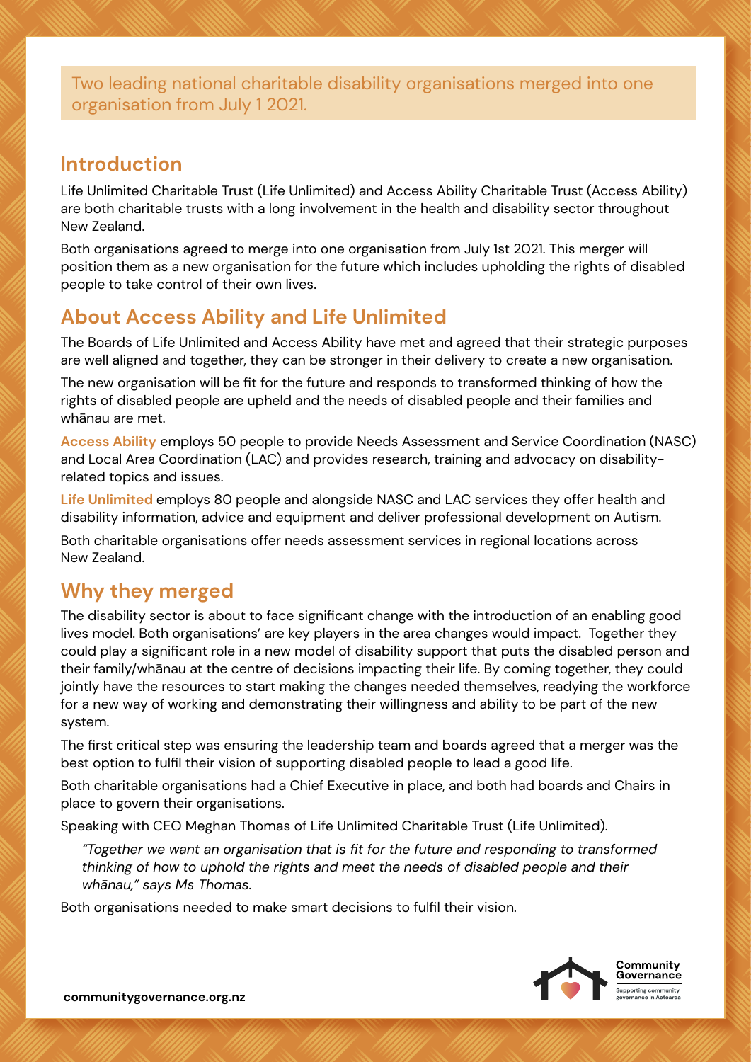Two leading national charitable disability organisations merged into one organisation from July 1 2021.

## Introduction

Life Unlimited Charitable Trust (Life Unlimited) and Access Ability Charitable Trust (Access Ability) are both charitable trusts with a long involvement in the health and disability sector throughout New Zealand.

Both organisations agreed to merge into one organisation from July 1st 2021. This merger will position them as a new organisation for the future which includes upholding the rights of disabled people to take control of their own lives.

## About Access Ability and Life Unlimited

The Boards of Life Unlimited and Access Ability have met and agreed that their strategic purposes are well aligned and together, they can be stronger in their delivery to create a new organisation.

The new organisation will be fit for the future and responds to transformed thinking of how the rights of disabled people are upheld and the needs of disabled people and their families and whānau are met.

**Access Ability** employs 50 people to provide Needs Assessment and Service Coordination (NASC) and Local Area Coordination (LAC) and provides research, training and advocacy on disability-related topics and issues.

**Life Unlimited** employs 80 people and alongside NASC and LAC services they offer health and disability information, advice and equipment and deliver professional development on Autism.

Both charitable organisations offer needs assessment services in regional locations across New Zealand.

## Why they merged

The disability sector is about to face significant change with the introduction of an enabling good lives model. Both organisations' are key players in the area changes would impact. Together they could play a significant role in a new model of disability support that puts the disabled person and their family/whānau at the centre of decisions impacting their life. By coming together, they could jointly have the resources to start making the changes needed themselves, readying the workforce for a new way of working and demonstrating their willingness and ability to be part of the new system.

The first critical step was ensuring the leadership team and boards agreed that a merger was the best option to fulfil their vision of supporting disabled people to lead a good life.

Both charitable organisations had a Chief Executive in place, and both had boards and Chairs in place to govern their organisations.

Speaking with CEO Meghan Thomas of Life Unlimited Charitable Trust (Life Unlimited).

> *"Together we want an organisation that is fit for the future and responding to transformed thinking of how to uphold the rights and meet the needs of disabled people and their whānau," says Ms Thomas.*

Both organisations needed to make smart decisions to fulfil their vision.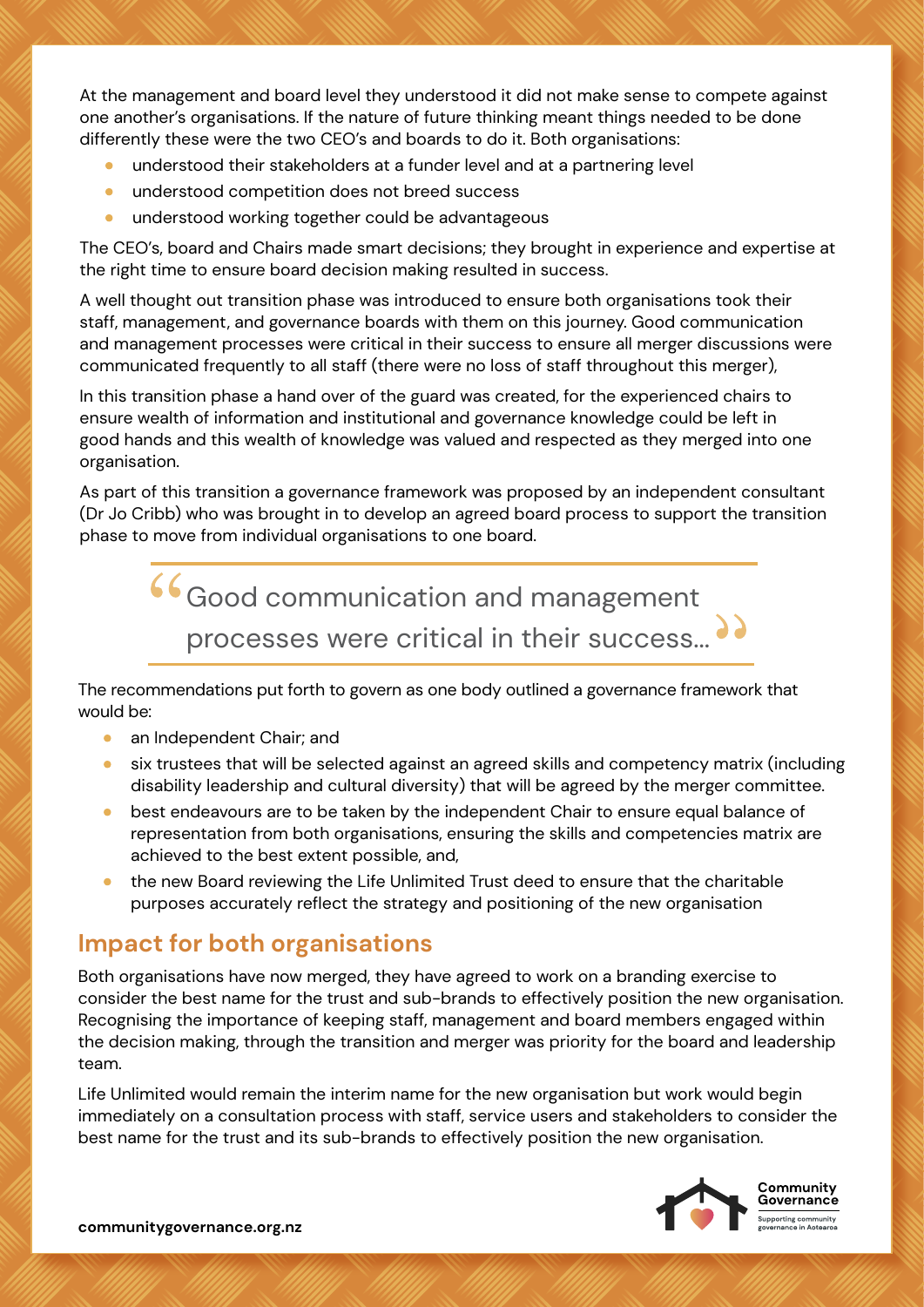At the management and board level they understood it did not make sense to compete against one another's organisations. If the nature of future thinking meant things needed to be done differently these were the two CEO's and boards to do it. Both organisations:

- understood their stakeholders at a funder level and at a partnering level
- understood competition does not breed success
- understood working together could be advantageous

The CEO's, board and Chairs made smart decisions; they brought in experience and expertise at the right time to ensure board decision making resulted in success.

A well thought out transition phase was introduced to ensure both organisations took their staff, management, and governance boards with them on this journey. Good communication and management processes were critical in their success to ensure all merger discussions were communicated frequently to all staff (there were no loss of staff throughout this merger),

In this transition phase a hand over of the guard was created, for the experienced chairs to ensure wealth of information and institutional and governance knowledge could be left in good hands and this wealth of knowledge was valued and respected as they merged into one organisation.

As part of this transition a governance framework was proposed by an independent consultant (Dr Jo Cribb) who was brought in to develop an agreed board process to support the transition phase to move from individual organisations to one board.

> "Good communication and management processes were critical in their success..."

The recommendations put forth to govern as one body outlined a governance framework that would be:

- an Independent Chair; and
- six trustees that will be selected against an agreed skills and competency matrix (including disability leadership and cultural diversity) that will be agreed by the merger committee.
- best endeavours are to be taken by the independent Chair to ensure equal balance of representation from both organisations, ensuring the skills and competencies matrix are achieved to the best extent possible, and,
- the new Board reviewing the Life Unlimited Trust deed to ensure that the charitable purposes accurately reflect the strategy and positioning of the new organisation

## Impact for both organisations

Both organisations have now merged, they have agreed to work on a branding exercise to consider the best name for the trust and sub-brands to effectively position the new organisation. Recognising the importance of keeping staff, management and board members engaged within the decision making, through the transition and merger was priority for the board and leadership team.

Life Unlimited would remain the interim name for the new organisation but work would begin immediately on a consultation process with staff, service users and stakeholders to consider the best name for the trust and its sub-brands to effectively position the new organisation.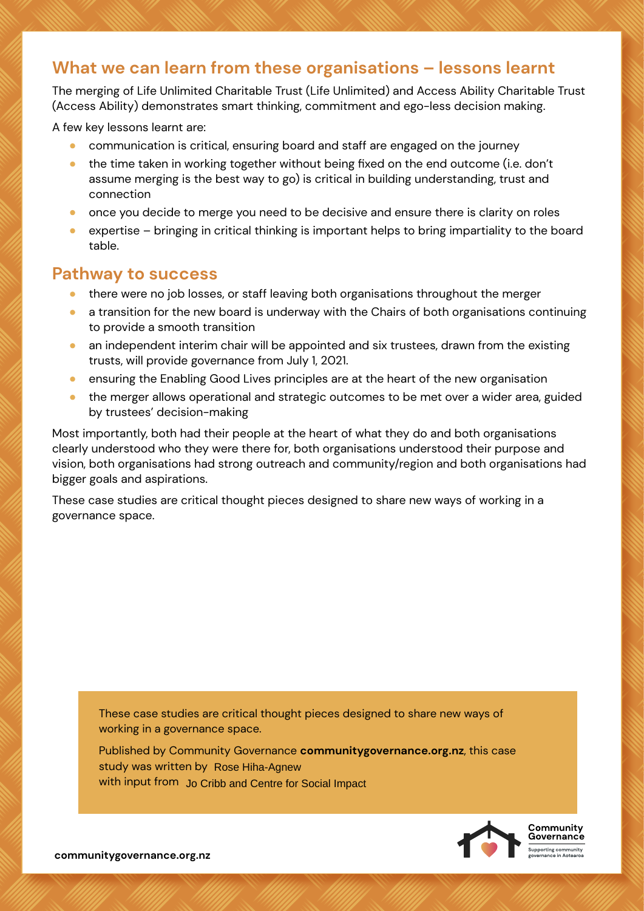## What we can learn from these organisations – lessons learnt

The merging of Life Unlimited Charitable Trust (Life Unlimited) and Access Ability Charitable Trust (Access Ability) demonstrates smart thinking, commitment and ego-less decision making.

A few key lessons learnt are:

- communication is critical, ensuring board and staff are engaged on the journey
- the time taken in working together without being fixed on the end outcome (i.e. don't assume merging is the best way to go) is critical in building understanding, trust and connection
- once you decide to merge you need to be decisive and ensure there is clarity on roles
- expertise – bringing in critical thinking is important helps to bring impartiality to the board table.

## Pathway to success

- there were no job losses, or staff leaving both organisations throughout the merger
- a transition for the new board is underway with the Chairs of both organisations continuing to provide a smooth transition
- an independent interim chair will be appointed and six trustees, drawn from the existing trusts, will provide governance from July 1, 2021.
- ensuring the Enabling Good Lives principles are at the heart of the new organisation
- the merger allows operational and strategic outcomes to be met over a wider area, guided by trustees' decision-making

Most importantly, both had their people at the heart of what they do and both organisations clearly understood who they were there for, both organisations understood their purpose and vision, both organisations had strong outreach and community/region and both organisations had bigger goals and aspirations.

These case studies are critical thought pieces designed to share new ways of working in a governance space.

These case studies are critical thought pieces designed to share new ways of working in a governance space.

Published by Community Governance **communitygovernance.org.nz**, this case study was written by Rose Hiha-Agnew with input from Jo Cribb and Centre for Social Impact

Community Governance
Supporting community governance in Aotearoa

**communitygovernance.org.nz**